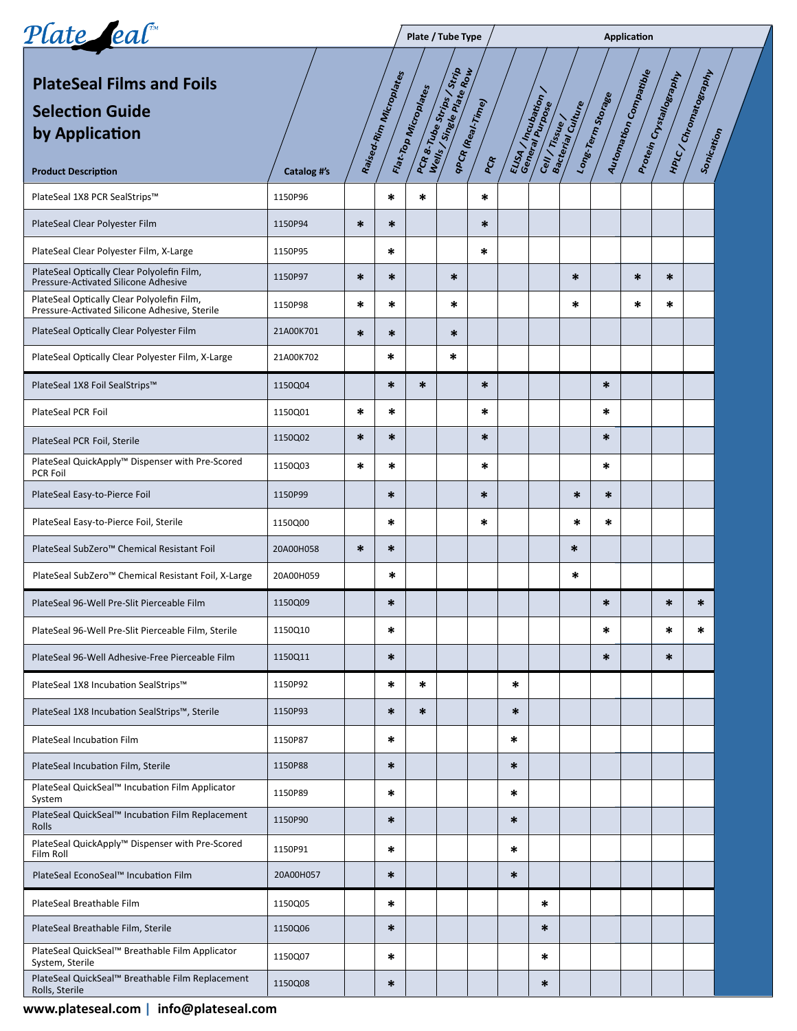# PlateSeal Films and Foils Selection Guide by Application

| Product Description | Catalog #'s | Raised-Rim Microplates | Flat-Top Microplates | PCR 8-Tube Strips / Strip Wells / Single Plate Row | qPCR (Real-Time) | PCR | ELISA / Incubation / General Purpose | Cell / Tissue / Bacterial Culture | Long-Term Storage | Automation Compatible | Protein Crystallography | HPLC / Chromatography | Sonication |
|---|---|---|---|---|---|---|---|---|---|---|---|---|---|
| | | Plate / Tube Type | | | | | Application | | | | | | |
| PlateSeal 1X8 PCR SealStrips™ | 1150P96 | | * | * | | * | | | | | | | |
| PlateSeal Clear Polyester Film | 1150P94 | * | * | | | * | | | | | | | |
| PlateSeal Clear Polyester Film, X-Large | 1150P95 | | * | | | * | | | | | | | |
| PlateSeal Optically Clear Polyolefin Film, Pressure-Activated Silicone Adhesive | 1150P97 | * | * | | * | | | | * | | * | * | |
| PlateSeal Optically Clear Polyolefin Film, Pressure-Activated Silicone Adhesive, Sterile | 1150P98 | * | * | | * | | | | * | | * | * | |
| PlateSeal Optically Clear Polyester Film | 21A00K701 | * | * | | * | | | | | | | | |
| PlateSeal Optically Clear Polyester Film, X-Large | 21A00K702 | | * | | * | | | | | | | | |
| PlateSeal 1X8 Foil SealStrips™ | 1150Q04 | | * | * | | * | | | | * | | | |
| PlateSeal PCR Foil | 1150Q01 | * | * | | | * | | | | * | | | |
| PlateSeal PCR Foil, Sterile | 1150Q02 | * | * | | | * | | | | * | | | |
| PlateSeal QuickApply™ Dispenser with Pre-Scored PCR Foil | 1150Q03 | * | * | | | * | | | | * | | | |
| PlateSeal Easy-to-Pierce Foil | 1150P99 | | * | | | * | | | * | * | | | |
| PlateSeal Easy-to-Pierce Foil, Sterile | 1150Q00 | | * | | | * | | | * | * | | | |
| PlateSeal SubZero™ Chemical Resistant Foil | 20A00H058 | * | * | | | | | | * | | | | |
| PlateSeal SubZero™ Chemical Resistant Foil, X-Large | 20A00H059 | | * | | | | | | * | | | | |
| PlateSeal 96-Well Pre-Slit Pierceable Film | 1150Q09 | | * | | | | | | | * | | * | * |
| PlateSeal 96-Well Pre-Slit Pierceable Film, Sterile | 1150Q10 | | * | | | | | | | * | | * | * |
| PlateSeal 96-Well Adhesive-Free Pierceable Film | 1150Q11 | | * | | | | | | | * | | * | |
| PlateSeal 1X8 Incubation SealStrips™ | 1150P92 | | * | * | | | * | | | | | | |
| PlateSeal 1X8 Incubation SealStrips™, Sterile | 1150P93 | | * | * | | | * | | | | | | |
| PlateSeal Incubation Film | 1150P87 | | * | | | | * | | | | | | |
| PlateSeal Incubation Film, Sterile | 1150P88 | | * | | | | * | | | | | | |
| PlateSeal QuickSeal™ Incubation Film Applicator System | 1150P89 | | * | | | | * | | | | | | |
| PlateSeal QuickSeal™ Incubation Film Replacement Rolls | 1150P90 | | * | | | | * | | | | | | |
| PlateSeal QuickApply™ Dispenser with Pre-Scored Film Roll | 1150P91 | | * | | | | * | | | | | | |
| PlateSeal EconoSeal™ Incubation Film | 20A00H057 | | * | | | | * | | | | | | |
| PlateSeal Breathable Film | 1150Q05 | | * | | | | | * | | | | | |
| PlateSeal Breathable Film, Sterile | 1150Q06 | | * | | | | | * | | | | | |
| PlateSeal QuickSeal™ Breathable Film Applicator System, Sterile | 1150Q07 | | * | | | | | * | | | | | |
| PlateSeal QuickSeal™ Breathable Film Replacement Rolls, Sterile | 1150Q08 | | * | | | | | * | | | | | |

**www.plateseal.com | info@plateseal.com**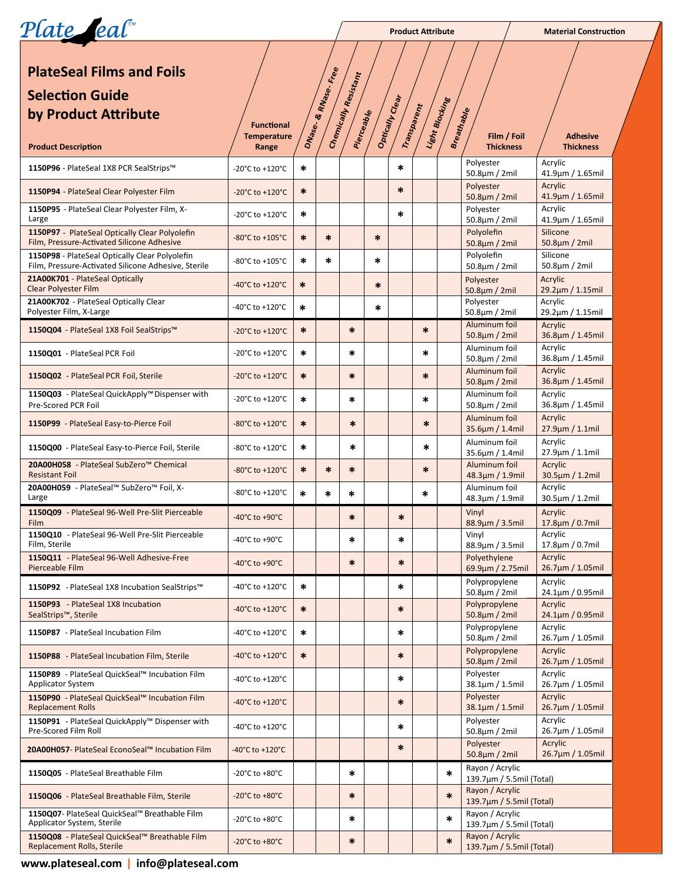# PlateSeal Films and Foils Selection Guide by Product Attribute

| Product Description | Functional Temperature Range | DNase- & RNase-Free | Chemically Resistant | Pierceable | Optically Clear | Transparent | Light Blocking | Breathable | Film / Foil Thickness | Adhesive Thickness |
|---|---|---|---|---|---|---|---|---|---|---|
| | | Product Attribute | | | | | | | Material Construction | |
| **1150P96** - PlateSeal 1X8 PCR SealStrips™ | -20°C to +120°C | * | | | | * | | | Polyester 50.8µm / 2mil | Acrylic 41.9µm / 1.65mil |
| **1150P94** - PlateSeal Clear Polyester Film | -20°C to +120°C | * | | | | * | | | Polyester 50.8µm / 2mil | Acrylic 41.9µm / 1.65mil |
| **1150P95** - PlateSeal Clear Polyester Film, X-Large | -20°C to +120°C | * | | | | * | | | Polyester 50.8µm / 2mil | Acrylic 41.9µm / 1.65mil |
| **1150P97** - PlateSeal Optically Clear Polyolefin Film, Pressure-Activated Silicone Adhesive | -80°C to +105°C | * | * | | * | | | | Polyolefin 50.8µm / 2mil | Silicone 50.8µm / 2mil |
| **1150P98** - PlateSeal Optically Clear Polyolefin Film, Pressure-Activated Silicone Adhesive, Sterile | -80°C to +105°C | * | * | | * | | | | Polyolefin 50.8µm / 2mil | Silicone 50.8µm / 2mil |
| **21A00K701** - PlateSeal Optically Clear Polyester Film | -40°C to +120°C | * | | | * | | | | Polyester 50.8µm / 2mil | Acrylic 29.2µm / 1.15mil |
| **21A00K702** - PlateSeal Optically Clear Polyester Film, X-Large | -40°C to +120°C | * | | | * | | | | Polyester 50.8µm / 2mil | Acrylic 29.2µm / 1.15mil |
| **1150Q04** - PlateSeal 1X8 Foil SealStrips™ | -20°C to +120°C | * | | * | | | * | | Aluminum foil 50.8µm / 2mil | Acrylic 36.8µm / 1.45mil |
| **1150Q01** - PlateSeal PCR Foil | -20°C to +120°C | * | | * | | | * | | Aluminum foil 50.8µm / 2mil | Acrylic 36.8µm / 1.45mil |
| **1150Q02** - PlateSeal PCR Foil, Sterile | -20°C to +120°C | * | | * | | | * | | Aluminum foil 50.8µm / 2mil | Acrylic 36.8µm / 1.45mil |
| **1150Q03** - PlateSeal QuickApply™ Dispenser with Pre-Scored PCR Foil | -20°C to +120°C | * | | * | | | * | | Aluminum foil 50.8µm / 2mil | Acrylic 36.8µm / 1.45mil |
| **1150P99** - PlateSeal Easy-to-Pierce Foil | -80°C to +120°C | * | | * | | | * | | Aluminum foil 35.6µm / 1.4mil | Acrylic 27.9µm / 1.1mil |
| **1150Q00** - PlateSeal Easy-to-Pierce Foil, Sterile | -80°C to +120°C | * | | * | | | * | | Aluminum foil 35.6µm / 1.4mil | Acrylic 27.9µm / 1.1mil |
| **20A00H058** - PlateSeal SubZero™ Chemical Resistant Foil | -80°C to +120°C | * | * | * | | | * | | Aluminum foil 48.3µm / 1.9mil | Acrylic 30.5µm / 1.2mil |
| **20A00H059** - PlateSeal™ SubZero™ Foil, X-Large | -80°C to +120°C | * | * | * | | | * | | Aluminum foil 48.3µm / 1.9mil | Acrylic 30.5µm / 1.2mil |
| **1150Q09** - PlateSeal 96-Well Pre-Slit Pierceable Film | -40°C to +90°C | | | * | | * | | | Vinyl 88.9µm / 3.5mil | Acrylic 17.8µm / 0.7mil |
| **1150Q10** - PlateSeal 96-Well Pre-Slit Pierceable Film, Sterile | -40°C to +90°C | | | * | | * | | | Vinyl 88.9µm / 3.5mil | Acrylic 17.8µm / 0.7mil |
| **1150Q11** - PlateSeal 96-Well Adhesive-Free Pierceable Film | -40°C to +90°C | | | * | | * | | | Polyethylene 69.9µm / 2.75mil | Acrylic 26.7µm / 1.05mil |
| **1150P92** - PlateSeal 1X8 Incubation SealStrips™ | -40°C to +120°C | * | | | | * | | | Polypropylene 50.8µm / 2mil | Acrylic 24.1µm / 0.95mil |
| **1150P93** - PlateSeal 1X8 Incubation SealStrips™, Sterile | -40°C to +120°C | * | | | | * | | | Polypropylene 50.8µm / 2mil | Acrylic 24.1µm / 0.95mil |
| **1150P87** - PlateSeal Incubation Film | -40°C to +120°C | * | | | | * | | | Polypropylene 50.8µm / 2mil | Acrylic 26.7µm / 1.05mil |
| **1150P88** - PlateSeal Incubation Film, Sterile | -40°C to +120°C | * | | | | * | | | Polypropylene 50.8µm / 2mil | Acrylic 26.7µm / 1.05mil |
| **1150P89** - PlateSeal QuickSeal™ Incubation Film Applicator System | -40°C to +120°C | | | | | * | | | Polyester 38.1µm / 1.5mil | Acrylic 26.7µm / 1.05mil |
| **1150P90** - PlateSeal QuickSeal™ Incubation Film Replacement Rolls | -40°C to +120°C | | | | | * | | | Polyester 38.1µm / 1.5mil | Acrylic 26.7µm / 1.05mil |
| **1150P91** - PlateSeal QuickApply™ Dispenser with Pre-Scored Film Roll | -40°C to +120°C | | | | | * | | | Polyester 50.8µm / 2mil | Acrylic 26.7µm / 1.05mil |
| **20A00H057**- PlateSeal EconoSeal™ Incubation Film | -40°C to +120°C | | | | | * | | | Polyester 50.8µm / 2mil | Acrylic 26.7µm / 1.05mil |
| **1150Q05** - PlateSeal Breathable Film | -20°C to +80°C | | | * | | | | * | Rayon / Acrylic 139.7µm / 5.5mil (Total) | |
| **1150Q06** - PlateSeal Breathable Film, Sterile | -20°C to +80°C | | | * | | | | * | Rayon / Acrylic 139.7µm / 5.5mil (Total) | |
| **1150Q07**- PlateSeal QuickSeal™ Breathable Film Applicator System, Sterile | -20°C to +80°C | | | * | | | | * | Rayon / Acrylic 139.7µm / 5.5mil (Total) | |
| **1150Q08** - PlateSeal QuickSeal™ Breathable Film Replacement Rolls, Sterile | -20°C to +80°C | | | * | | | | * | Rayon / Acrylic 139.7µm / 5.5mil (Total) | |

**www.plateseal.com | info@plateseal.com**